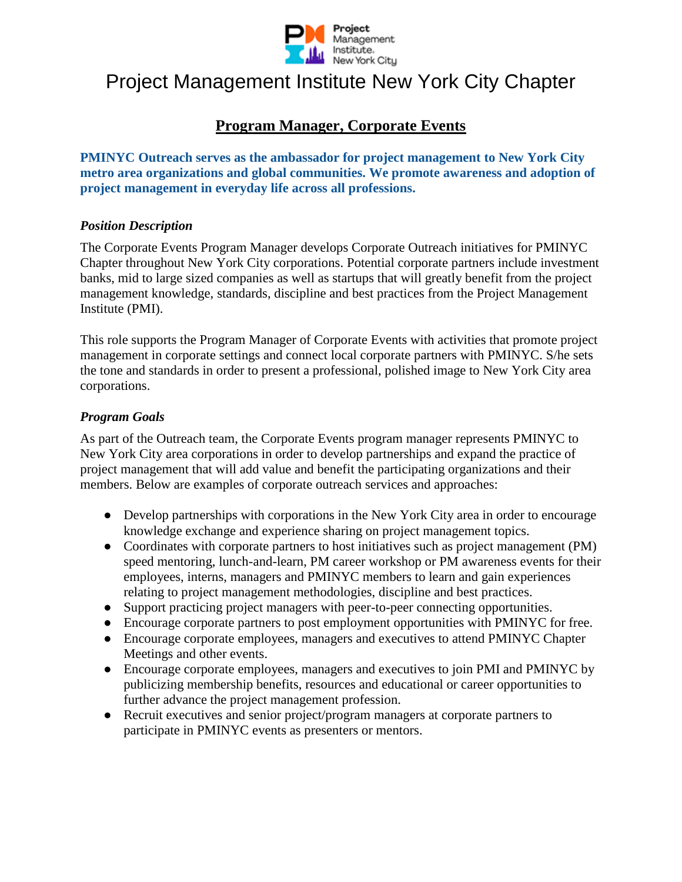# Project Management Institute New York City Chapter

## Program Manager, Corporate Events

**PMINYC Outreach serves as the ambassador for project management to New York City metro area organizations and global communities. We promote awareness and adoption of project management in everyday life across all professions.**

### *Position Description*

The Corporate Events Program Manager develops Corporate Outreach initiatives for PMINYC Chapter throughout New York City corporations. Potential corporate partners include investment banks, mid to large sized companies as well as startups that will greatly benefit from the project management knowledge, standards, discipline and best practices from the Project Management Institute (PMI).

This role supports the Program Manager of Corporate Events with activities that promote project management in corporate settings and connect local corporate partners with PMINYC. S/he sets the tone and standards in order to present a professional, polished image to New York City area corporations.

### *Program Goals*

As part of the Outreach team, the Corporate Events program manager represents PMINYC to New York City area corporations in order to develop partnerships and expand the practice of project management that will add value and benefit the participating organizations and their members. Below are examples of corporate outreach services and approaches:

- Develop partnerships with corporations in the New York City area in order to encourage knowledge exchange and experience sharing on project management topics.
- Coordinates with corporate partners to host initiatives such as project management (PM) speed mentoring, lunch-and-learn, PM career workshop or PM awareness events for their employees, interns, managers and PMINYC members to learn and gain experiences relating to project management methodologies, discipline and best practices.
- Support practicing project managers with peer-to-peer connecting opportunities.
- Encourage corporate partners to post employment opportunities with PMINYC for free.
- Encourage corporate employees, managers and executives to attend PMINYC Chapter Meetings and other events.
- Encourage corporate employees, managers and executives to join PMI and PMINYC by publicizing membership benefits, resources and educational or career opportunities to further advance the project management profession.
- Recruit executives and senior project/program managers at corporate partners to participate in PMINYC events as presenters or mentors.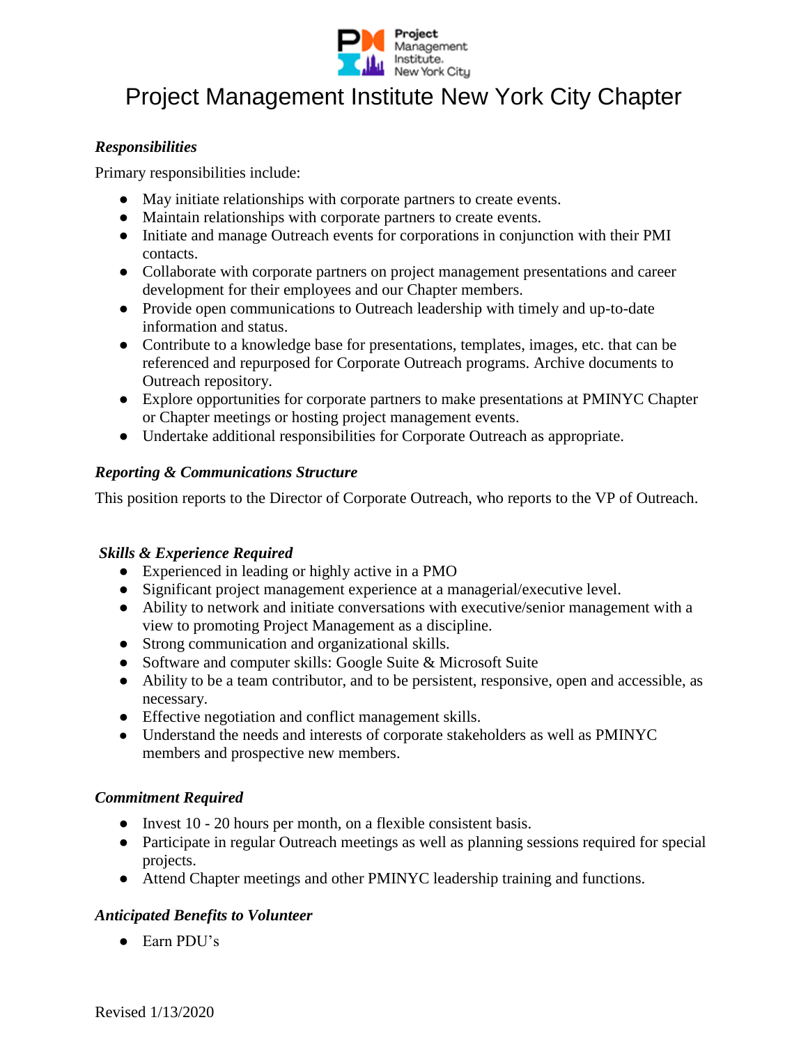# Project Management Institute New York City Chapter

***Responsibilities***

Primary responsibilities include:

- May initiate relationships with corporate partners to create events.
- Maintain relationships with corporate partners to create events.
- Initiate and manage Outreach events for corporations in conjunction with their PMI contacts.
- Collaborate with corporate partners on project management presentations and career development for their employees and our Chapter members.
- Provide open communications to Outreach leadership with timely and up-to-date information and status.
- Contribute to a knowledge base for presentations, templates, images, etc. that can be referenced and repurposed for Corporate Outreach programs. Archive documents to Outreach repository.
- Explore opportunities for corporate partners to make presentations at PMINYC Chapter or Chapter meetings or hosting project management events.
- Undertake additional responsibilities for Corporate Outreach as appropriate.

***Reporting & Communications Structure***

This position reports to the Director of Corporate Outreach, who reports to the VP of Outreach.

***Skills & Experience Required***

- Experienced in leading or highly active in a PMO
- Significant project management experience at a managerial/executive level.
- Ability to network and initiate conversations with executive/senior management with a view to promoting Project Management as a discipline.
- Strong communication and organizational skills.
- Software and computer skills: Google Suite & Microsoft Suite
- Ability to be a team contributor, and to be persistent, responsive, open and accessible, as necessary.
- Effective negotiation and conflict management skills.
- Understand the needs and interests of corporate stakeholders as well as PMINYC members and prospective new members.

***Commitment Required***

- Invest 10 - 20 hours per month, on a flexible consistent basis.
- Participate in regular Outreach meetings as well as planning sessions required for special projects.
- Attend Chapter meetings and other PMINYC leadership training and functions.

***Anticipated Benefits to Volunteer***

- Earn PDU's

Revised 1/13/2020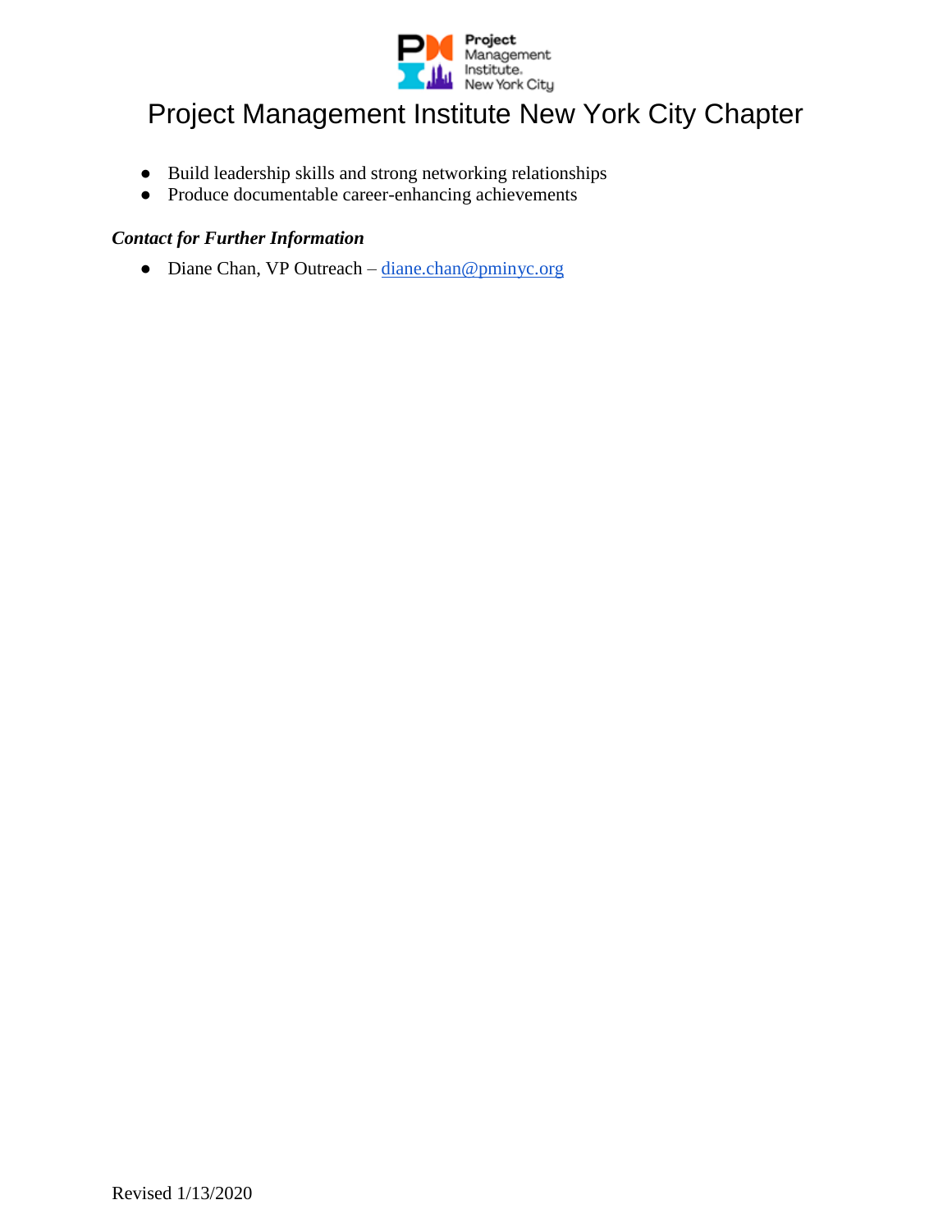- Build leadership skills and strong networking relationships
- Produce documentable career-enhancing achievements

***Contact for Further Information***

- Diane Chan, VP Outreach – diane.chan@pminyc.org

Revised 1/13/2020